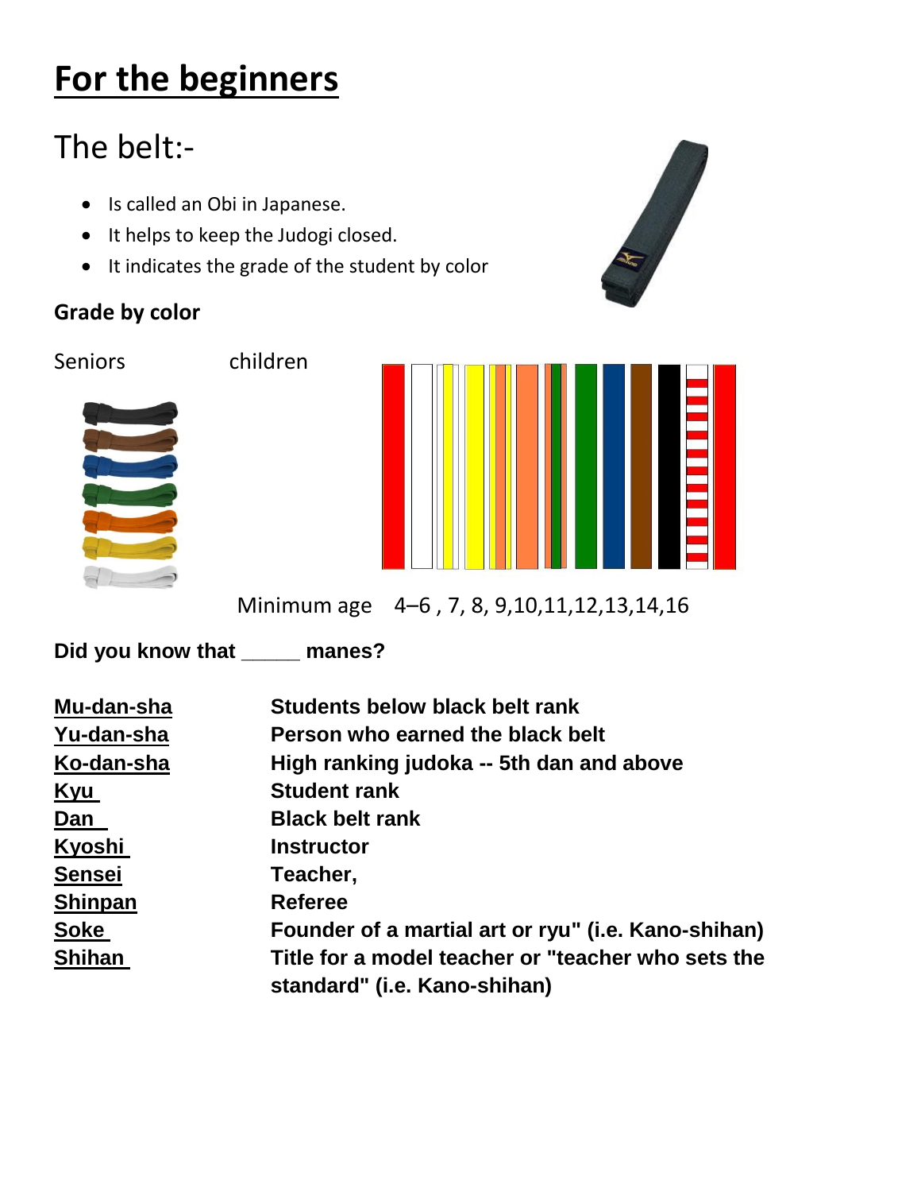# For the beginners

## The belt:-

- Is called an Obi in Japanese.
- It helps to keep the Judogi closed.
- It indicates the grade of the student by color

**Grade by color**

Seniors children

Minimum age 4–6 , 7, 8, 9,10,11,12,13,14,16

**Did you know that _____ manes?**

| | |
|---|---|
| **Mu-dan-sha** | **Students below black belt rank** |
| **Yu-dan-sha** | **Person who earned the black belt** |
| **Ko-dan-sha** | **High ranking judoka -- 5th dan and above** |
| **Kyu** | **Student rank** |
| **Dan** | **Black belt rank** |
| **Kyoshi** | **Instructor** |
| **Sensei** | **Teacher,** |
| **Shinpan** | **Referee** |
| **Soke** | **Founder of a martial art or ryu" (i.e. Kano-shihan)** |
| **Shihan** | **Title for a model teacher or "teacher who sets the standard" (i.e. Kano-shihan)** |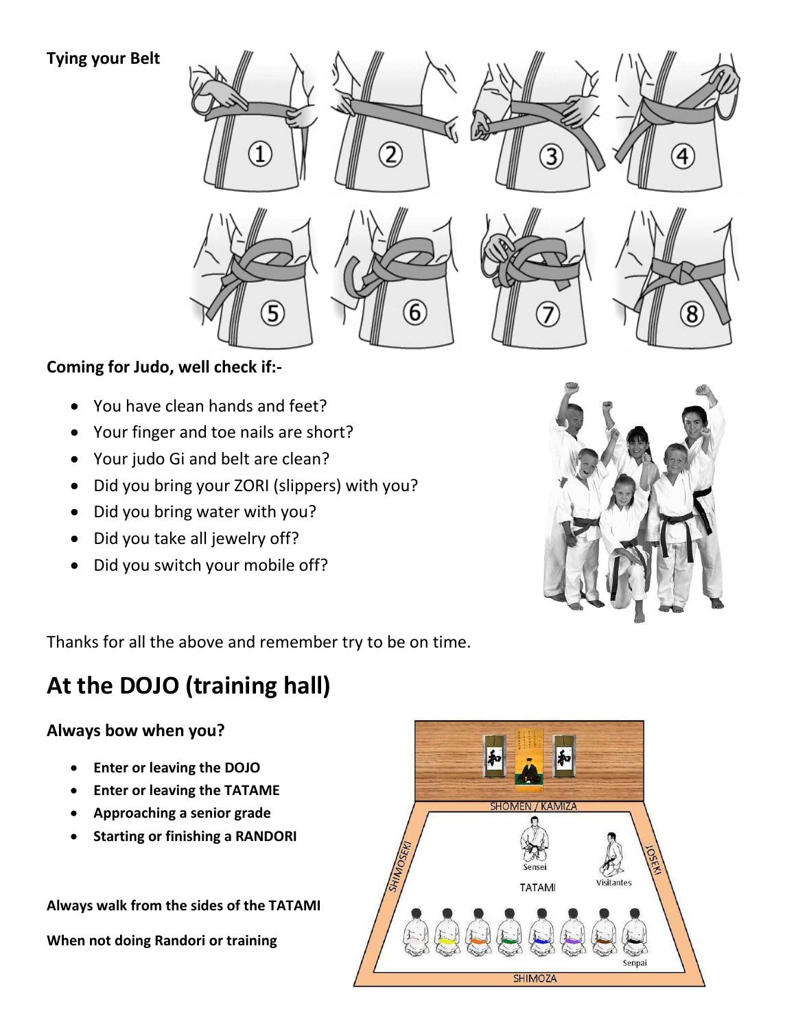**Tying your Belt**

**Coming for Judo, well check if:-**

- You have clean hands and feet?
- Your finger and toe nails are short?
- Your judo Gi and belt are clean?
- Did you bring your ZORI (slippers) with you?
- Did you bring water with you?
- Did you take all jewelry off?
- Did you switch your mobile off?

Thanks for all the above and remember try to be on time.

# At the DOJO (training hall)

**Always bow when you?**

- **Enter or leaving the DOJO**
- **Enter or leaving the TATAME**
- **Approaching a senior grade**
- **Starting or finishing a RANDORI**

**Always walk from the sides of the TATAMI**

**When not doing Randori or training**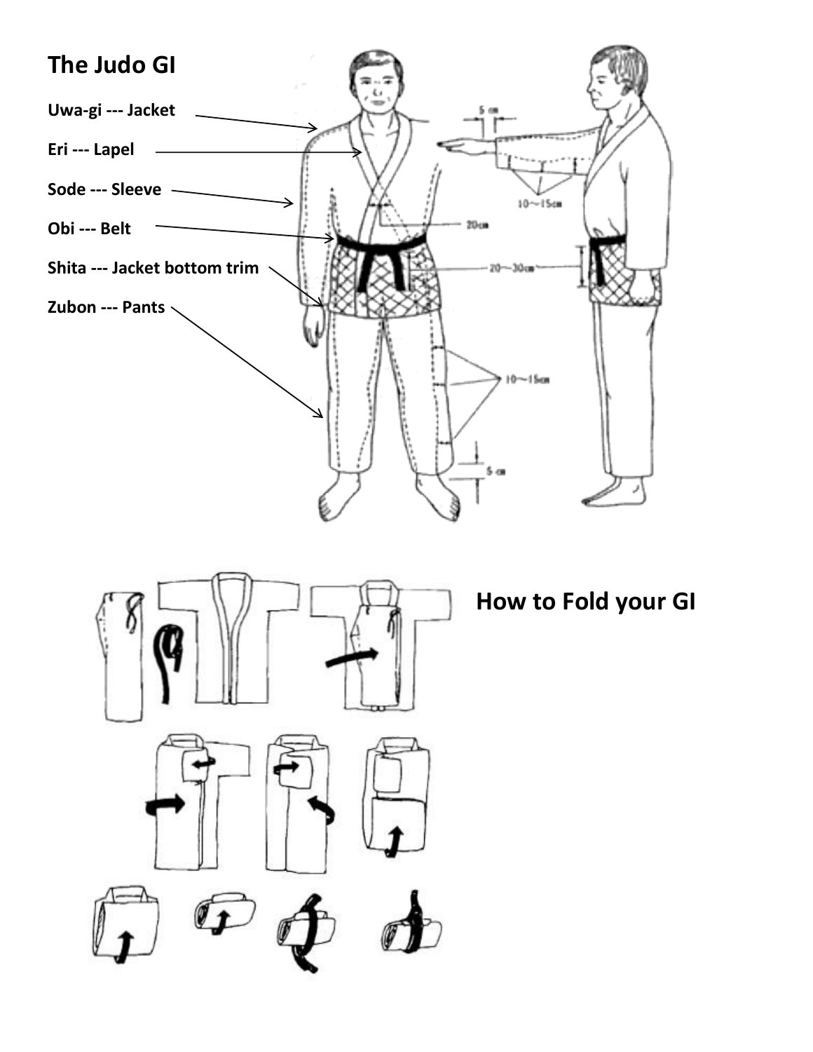# The Judo GI

Uwa-gi --- Jacket

Eri --- Lapel

Sode --- Sleeve

Obi --- Belt

Shita --- Jacket bottom trim

Zubon --- Pants

5 cm

10~15cm

20cm

20~30cm

10~15cm

5 cm

# How to Fold your GI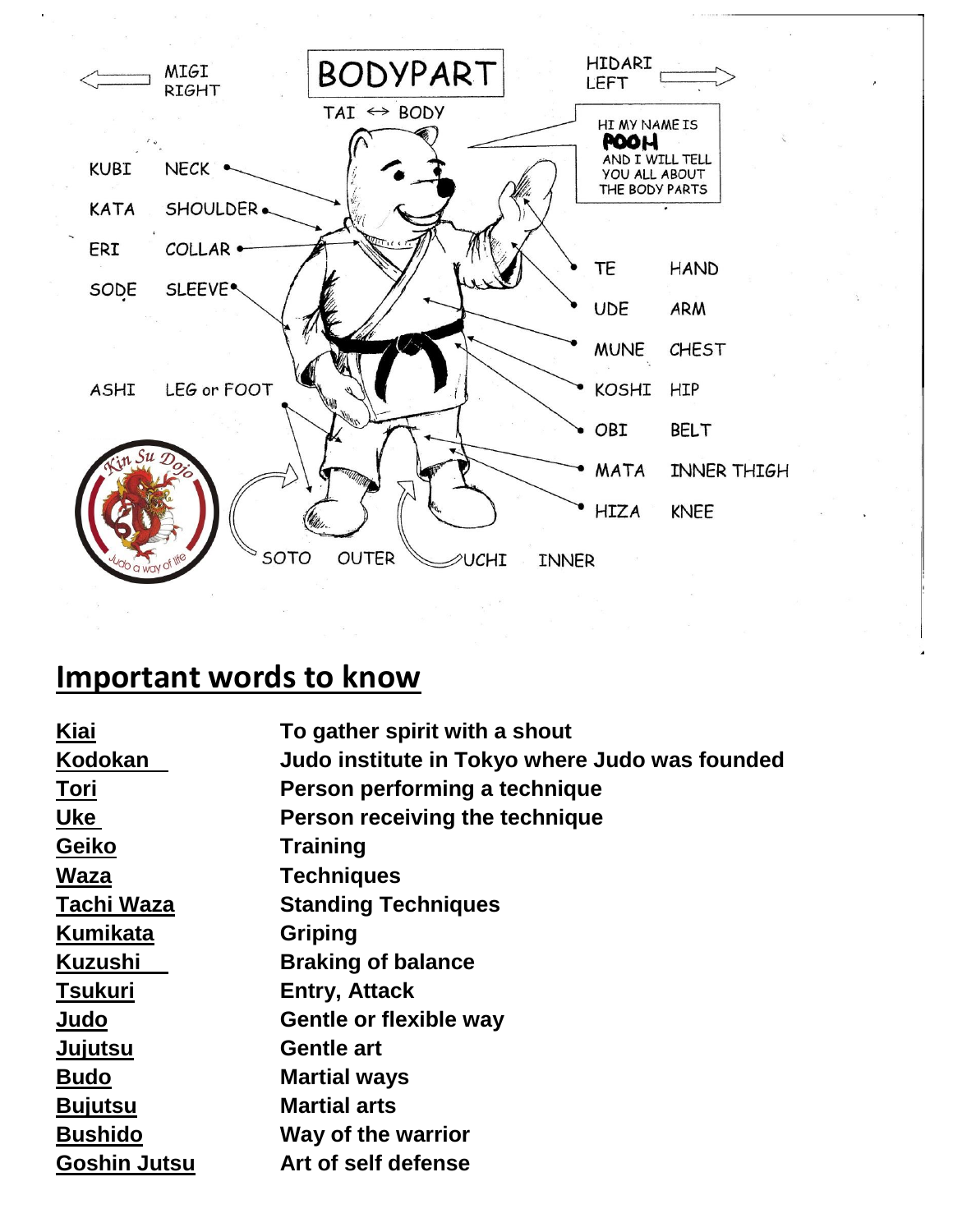MIGI RIGHT

BODYPART

HIDARI LEFT

TAI ↔ BODY

HI MY NAME IS POOH AND I WILL TELL YOU ALL ABOUT THE BODY PARTS

KUBI NECK

KATA SHOULDER

ERI COLLAR

SODE SLEEVE

ASHI LEG or FOOT

TE HAND

UDE ARM

MUNE CHEST

KOSHI HIP

OBI BELT

MATA INNER THIGH

HIZA KNEE

SOTO OUTER

UCHI INNER

Kin Su Dojo

Judo a way of life

## Important words to know

| | |
|---|---|
| **Kiai** | **To gather spirit with a shout** |
| **Kodokan** | **Judo institute in Tokyo where Judo was founded** |
| **Tori** | **Person performing a technique** |
| **Uke** | **Person receiving the technique** |
| **Geiko** | **Training** |
| **Waza** | **Techniques** |
| **Tachi Waza** | **Standing Techniques** |
| **Kumikata** | **Griping** |
| **Kuzushi** | **Braking of balance** |
| **Tsukuri** | **Entry, Attack** |
| **Judo** | **Gentle or flexible way** |
| **Jujutsu** | **Gentle art** |
| **Budo** | **Martial ways** |
| **Bujutsu** | **Martial arts** |
| **Bushido** | **Way of the warrior** |
| **Goshin Jutsu** | **Art of self defense** |